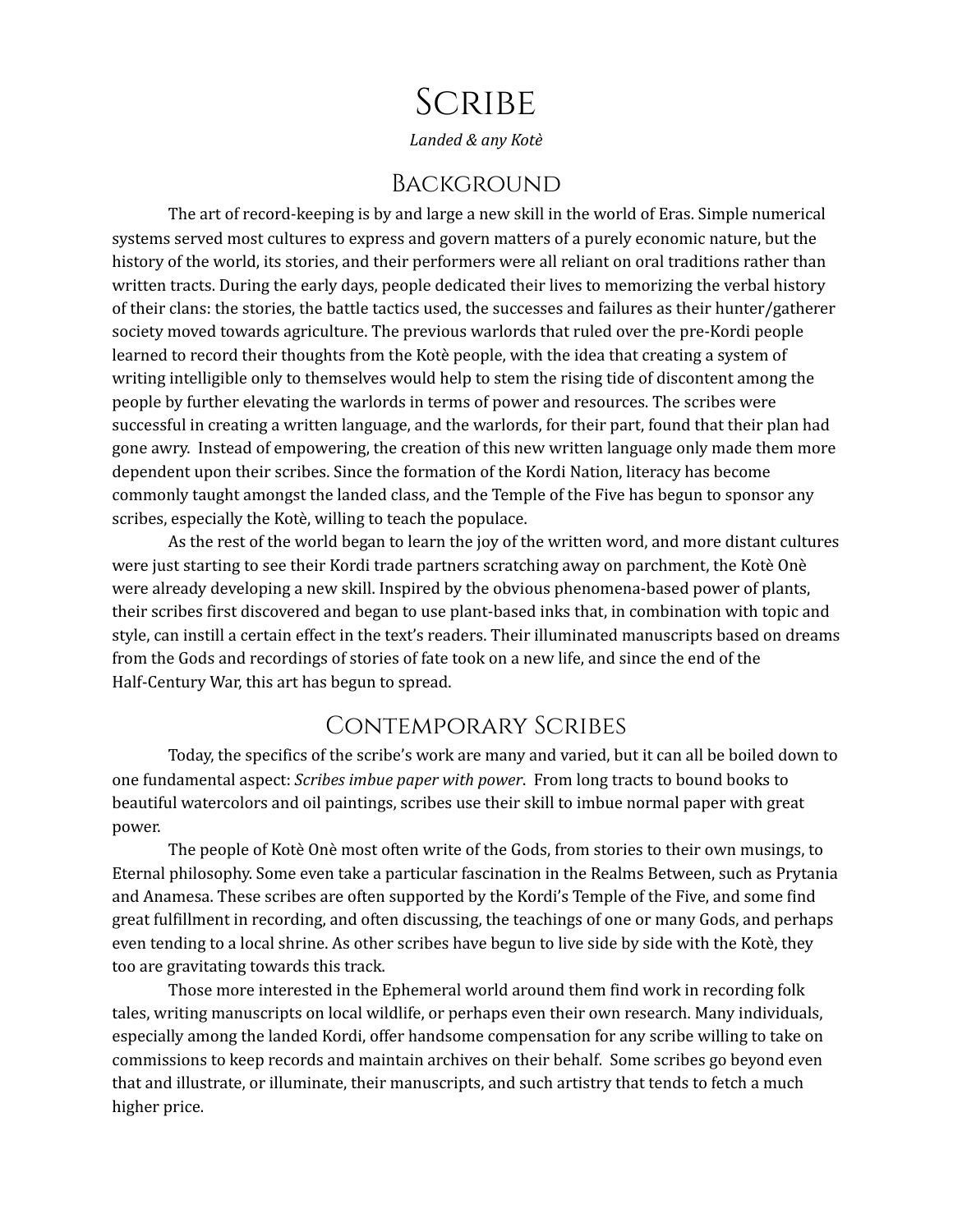# Scribe

*Landed & any Kotè*

## Background

The art of record-keeping is by and large a new skill in the world of Eras. Simple numerical systems served most cultures to express and govern matters of a purely economic nature, but the history of the world, its stories, and their performers were all reliant on oral traditions rather than written tracts. During the early days, people dedicated their lives to memorizing the verbal history of their clans: the stories, the battle tactics used, the successes and failures as their hunter/gatherer society moved towards agriculture. The previous warlords that ruled over the pre-Kordi people learned to record their thoughts from the Kotè people, with the idea that creating a system of writing intelligible only to themselves would help to stem the rising tide of discontent among the people by further elevating the warlords in terms of power and resources. The scribes were successful in creating a written language, and the warlords, for their part, found that their plan had gone awry. Instead of empowering, the creation of this new written language only made them more dependent upon their scribes. Since the formation of the Kordi Nation, literacy has become commonly taught amongst the landed class, and the Temple of the Five has begun to sponsor any scribes, especially the Kotè, willing to teach the populace.

As the rest of the world began to learn the joy of the written word, and more distant cultures were just starting to see their Kordi trade partners scratching away on parchment, the Kotè Onè were already developing a new skill. Inspired by the obvious phenomena-based power of plants, their scribes first discovered and began to use plant-based inks that, in combination with topic and style, can instill a certain effect in the text's readers. Their illuminated manuscripts based on dreams from the Gods and recordings of stories of fate took on a new life, and since the end of the Half-Century War, this art has begun to spread.

## Contemporary Scribes

Today, the specifics of the scribe's work are many and varied, but it can all be boiled down to one fundamental aspect: *Scribes imbue paper with power*. From long tracts to bound books to beautiful watercolors and oil paintings, scribes use their skill to imbue normal paper with great power.

The people of Kotè Onè most often write of the Gods, from stories to their own musings, to Eternal philosophy. Some even take a particular fascination in the Realms Between, such as Prytania and Anamesa. These scribes are often supported by the Kordi's Temple of the Five, and some find great fulfillment in recording, and often discussing, the teachings of one or many Gods, and perhaps even tending to a local shrine. As other scribes have begun to live side by side with the Kotè, they too are gravitating towards this track.

Those more interested in the Ephemeral world around them find work in recording folk tales, writing manuscripts on local wildlife, or perhaps even their own research. Many individuals, especially among the landed Kordi, offer handsome compensation for any scribe willing to take on commissions to keep records and maintain archives on their behalf. Some scribes go beyond even that and illustrate, or illuminate, their manuscripts, and such artistry that tends to fetch a much higher price.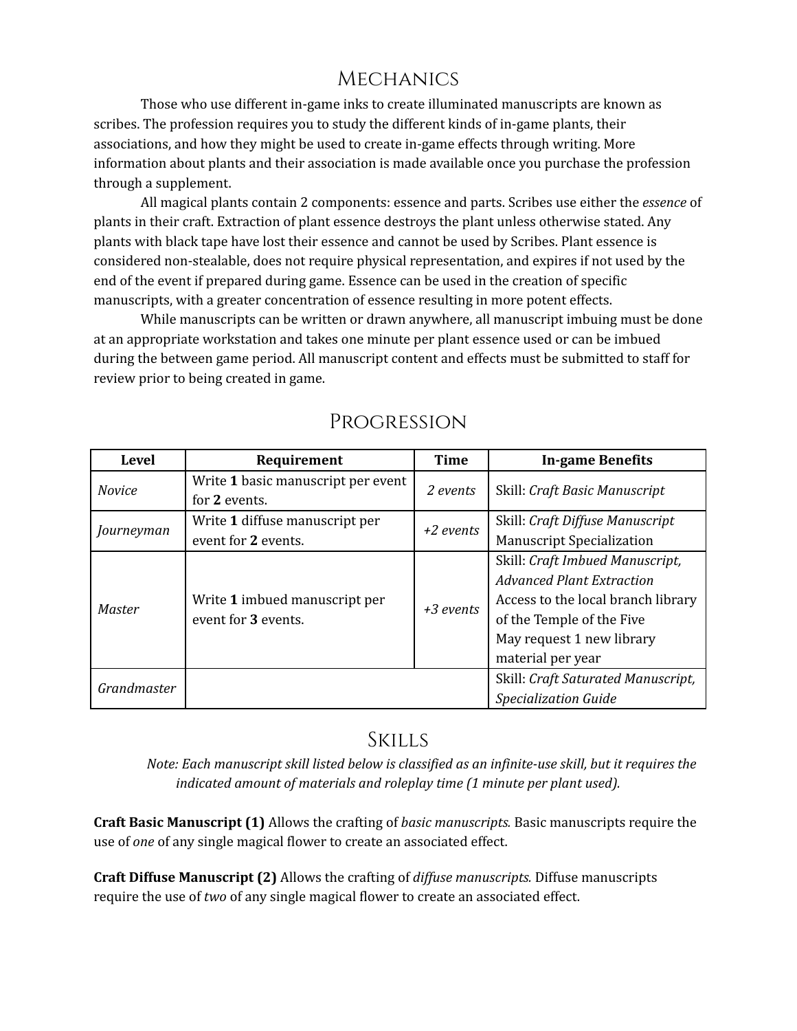## Mechanics

Those who use different in-game inks to create illuminated manuscripts are known as scribes. The profession requires you to study the different kinds of in-game plants, their associations, and how they might be used to create in-game effects through writing. More information about plants and their association is made available once you purchase the profession through a supplement.

All magical plants contain 2 components: essence and parts. Scribes use either the *essence* of plants in their craft. Extraction of plant essence destroys the plant unless otherwise stated. Any plants with black tape have lost their essence and cannot be used by Scribes. Plant essence is considered non-stealable, does not require physical representation, and expires if not used by the end of the event if prepared during game. Essence can be used in the creation of specific manuscripts, with a greater concentration of essence resulting in more potent effects.

While manuscripts can be written or drawn anywhere, all manuscript imbuing must be done at an appropriate workstation and takes one minute per plant essence used or can be imbued during the between game period. All manuscript content and effects must be submitted to staff for review prior to being created in game.

## Progression

| Level | Requirement | Time | In-game Benefits |
|---|---|---|---|
| *Novice* | Write **1** basic manuscript per event for **2** events. | *2 events* | Skill: *Craft Basic Manuscript* |
| *Journeyman* | Write **1** diffuse manuscript per event for **2** events. | *+2 events* | Skill: *Craft Diffuse Manuscript*<br>Manuscript Specialization |
| *Master* | Write **1** imbued manuscript per event for **3** events. | *+3 events* | Skill: *Craft Imbued Manuscript, Advanced Plant Extraction*<br>Access to the local branch library of the Temple of the Five<br>May request 1 new library material per year |
| *Grandmaster* | | | Skill: *Craft Saturated Manuscript, Specialization Guide* |

## Skills

*Note: Each manuscript skill listed below is classified as an infinite-use skill, but it requires the indicated amount of materials and roleplay time (1 minute per plant used).*

**Craft Basic Manuscript (1)** Allows the crafting of *basic manuscripts.* Basic manuscripts require the use of *one* of any single magical flower to create an associated effect.

**Craft Diffuse Manuscript (2)** Allows the crafting of *diffuse manuscripts.* Diffuse manuscripts require the use of *two* of any single magical flower to create an associated effect.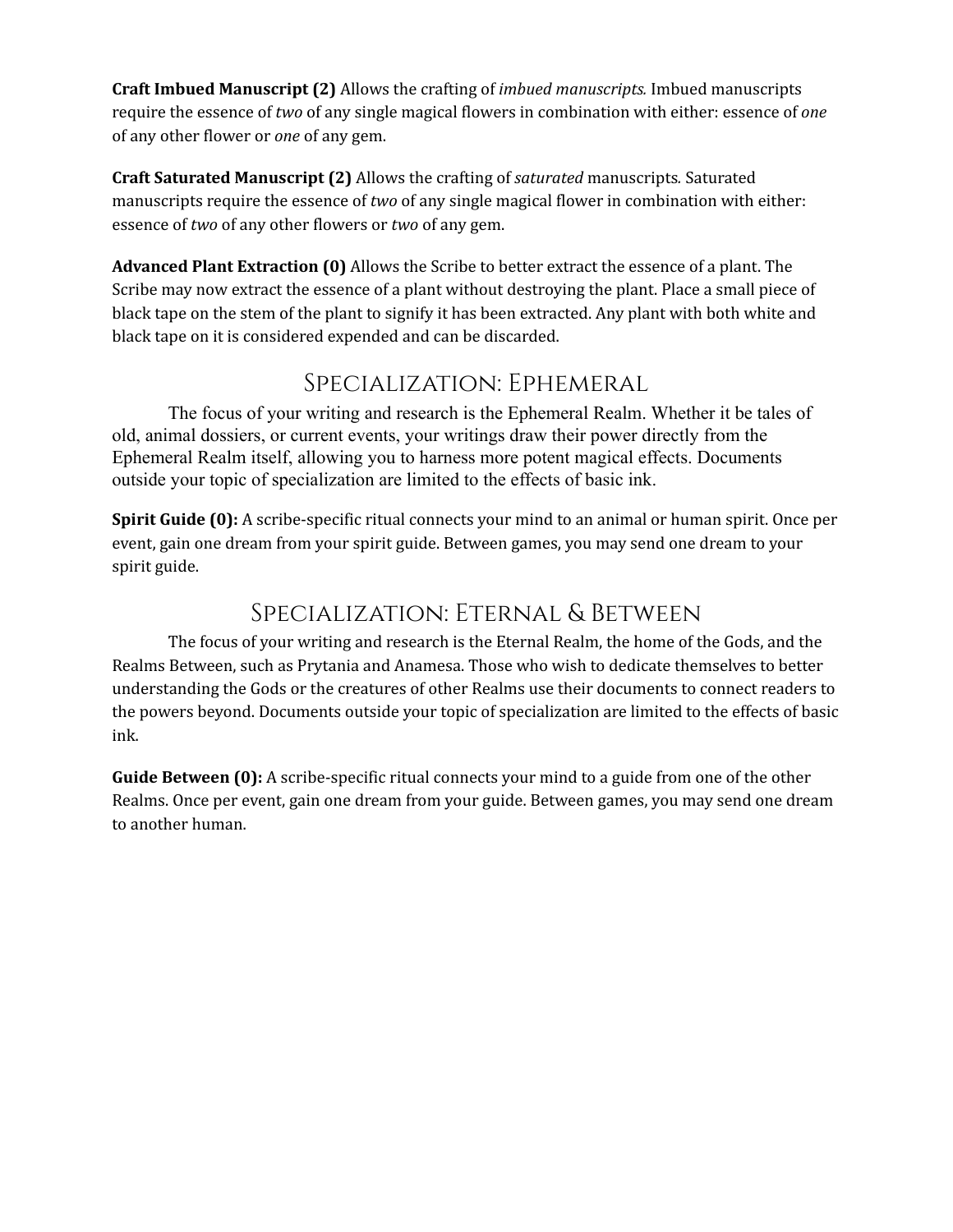**Craft Imbued Manuscript (2)** Allows the crafting of *imbued manuscripts.* Imbued manuscripts require the essence of *two* of any single magical flowers in combination with either: essence of *one* of any other flower or *one* of any gem.

**Craft Saturated Manuscript (2)** Allows the crafting of *saturated* manuscripts. Saturated manuscripts require the essence of *two* of any single magical flower in combination with either: essence of *two* of any other flowers or *two* of any gem.

**Advanced Plant Extraction (0)** Allows the Scribe to better extract the essence of a plant. The Scribe may now extract the essence of a plant without destroying the plant. Place a small piece of black tape on the stem of the plant to signify it has been extracted. Any plant with both white and black tape on it is considered expended and can be discarded.

## Specialization: Ephemeral

The focus of your writing and research is the Ephemeral Realm. Whether it be tales of old, animal dossiers, or current events, your writings draw their power directly from the Ephemeral Realm itself, allowing you to harness more potent magical effects. Documents outside your topic of specialization are limited to the effects of basic ink.

**Spirit Guide (0):** A scribe-specific ritual connects your mind to an animal or human spirit. Once per event, gain one dream from your spirit guide. Between games, you may send one dream to your spirit guide.

## Specialization: Eternal & Between

The focus of your writing and research is the Eternal Realm, the home of the Gods, and the Realms Between, such as Prytania and Anamesa. Those who wish to dedicate themselves to better understanding the Gods or the creatures of other Realms use their documents to connect readers to the powers beyond. Documents outside your topic of specialization are limited to the effects of basic ink.

**Guide Between (0):** A scribe-specific ritual connects your mind to a guide from one of the other Realms. Once per event, gain one dream from your guide. Between games, you may send one dream to another human.